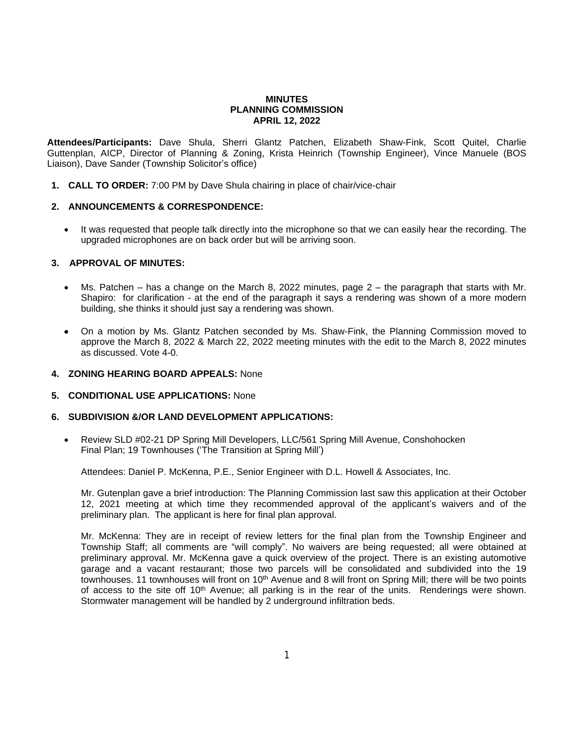# MINUTES
## PLANNING COMMISSION
## APRIL 12, 2022

**Attendees/Participants:** Dave Shula, Sherri Glantz Patchen, Elizabeth Shaw-Fink, Scott Quitel, Charlie Guttenplan, AICP, Director of Planning & Zoning, Krista Heinrich (Township Engineer), Vince Manuele (BOS Liaison), Dave Sander (Township Solicitor's office)

1. **CALL TO ORDER:** 7:00 PM by Dave Shula chairing in place of chair/vice-chair

2. **ANNOUNCEMENTS & CORRESPONDENCE:**

   - It was requested that people talk directly into the microphone so that we can easily hear the recording. The upgraded microphones are on back order but will be arriving soon.

3. **APPROVAL OF MINUTES:**

   - Ms. Patchen – has a change on the March 8, 2022 minutes, page 2 – the paragraph that starts with Mr. Shapiro: for clarification - at the end of the paragraph it says a rendering was shown of a more modern building, she thinks it should just say a rendering was shown.

   - On a motion by Ms. Glantz Patchen seconded by Ms. Shaw-Fink, the Planning Commission moved to approve the March 8, 2022 & March 22, 2022 meeting minutes with the edit to the March 8, 2022 minutes as discussed. Vote 4-0.

4. **ZONING HEARING BOARD APPEALS:** None

5. **CONDITIONAL USE APPLICATIONS:** None

6. **SUBDIVISION &/OR LAND DEVELOPMENT APPLICATIONS:**

   - Review SLD #02-21 DP Spring Mill Developers, LLC/561 Spring Mill Avenue, Conshohocken
     Final Plan; 19 Townhouses ('The Transition at Spring Mill')

     Attendees: Daniel P. McKenna, P.E., Senior Engineer with D.L. Howell & Associates, Inc.

     Mr. Gutenplan gave a brief introduction: The Planning Commission last saw this application at their October 12, 2021 meeting at which time they recommended approval of the applicant's waivers and of the preliminary plan. The applicant is here for final plan approval.

     Mr. McKenna: They are in receipt of review letters for the final plan from the Township Engineer and Township Staff; all comments are "will comply". No waivers are being requested; all were obtained at preliminary approval. Mr. McKenna gave a quick overview of the project. There is an existing automotive garage and a vacant restaurant; those two parcels will be consolidated and subdivided into the 19 townhouses. 11 townhouses will front on 10th Avenue and 8 will front on Spring Mill; there will be two points of access to the site off 10th Avenue; all parking is in the rear of the units. Renderings were shown. Stormwater management will be handled by 2 underground infiltration beds.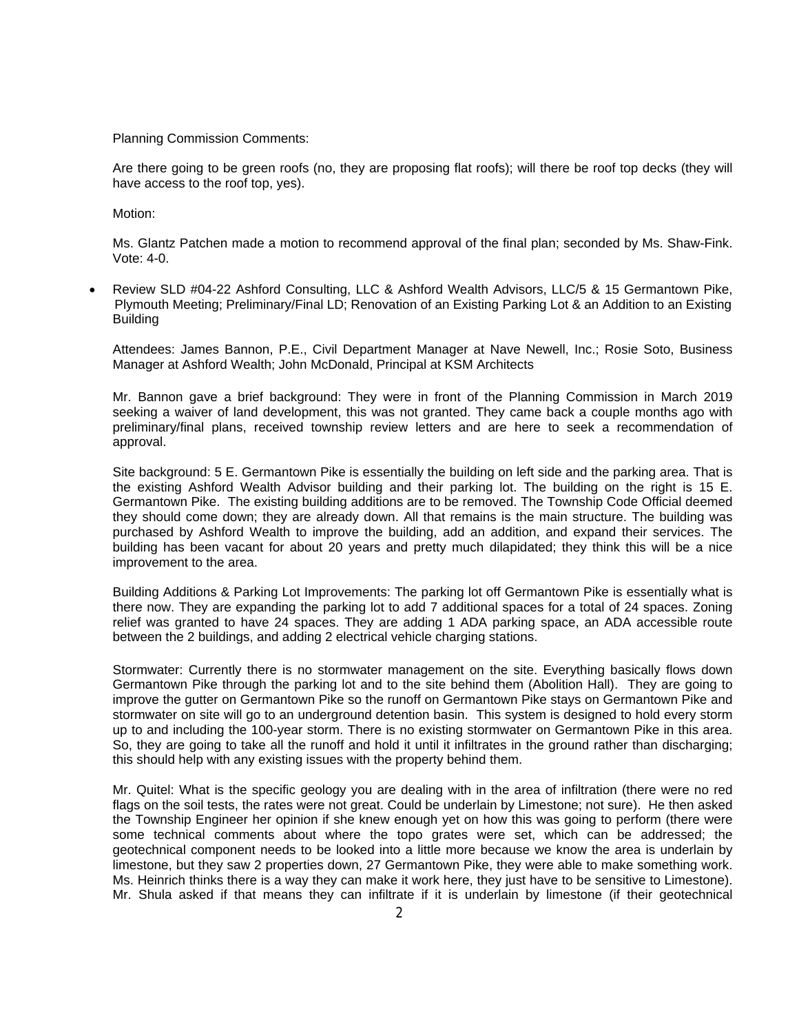Planning Commission Comments:

Are there going to be green roofs (no, they are proposing flat roofs); will there be roof top decks (they will have access to the roof top, yes).

Motion:

Ms. Glantz Patchen made a motion to recommend approval of the final plan; seconded by Ms. Shaw-Fink. Vote: 4-0.

- Review SLD #04-22 Ashford Consulting, LLC & Ashford Wealth Advisors, LLC/5 & 15 Germantown Pike, Plymouth Meeting; Preliminary/Final LD; Renovation of an Existing Parking Lot & an Addition to an Existing Building

  Attendees: James Bannon, P.E., Civil Department Manager at Nave Newell, Inc.; Rosie Soto, Business Manager at Ashford Wealth; John McDonald, Principal at KSM Architects

  Mr. Bannon gave a brief background: They were in front of the Planning Commission in March 2019 seeking a waiver of land development, this was not granted. They came back a couple months ago with preliminary/final plans, received township review letters and are here to seek a recommendation of approval.

  Site background: 5 E. Germantown Pike is essentially the building on left side and the parking area. That is the existing Ashford Wealth Advisor building and their parking lot. The building on the right is 15 E. Germantown Pike. The existing building additions are to be removed. The Township Code Official deemed they should come down; they are already down. All that remains is the main structure. The building was purchased by Ashford Wealth to improve the building, add an addition, and expand their services. The building has been vacant for about 20 years and pretty much dilapidated; they think this will be a nice improvement to the area.

  Building Additions & Parking Lot Improvements: The parking lot off Germantown Pike is essentially what is there now. They are expanding the parking lot to add 7 additional spaces for a total of 24 spaces. Zoning relief was granted to have 24 spaces. They are adding 1 ADA parking space, an ADA accessible route between the 2 buildings, and adding 2 electrical vehicle charging stations.

  Stormwater: Currently there is no stormwater management on the site. Everything basically flows down Germantown Pike through the parking lot and to the site behind them (Abolition Hall). They are going to improve the gutter on Germantown Pike so the runoff on Germantown Pike stays on Germantown Pike and stormwater on site will go to an underground detention basin. This system is designed to hold every storm up to and including the 100-year storm. There is no existing stormwater on Germantown Pike in this area. So, they are going to take all the runoff and hold it until it infiltrates in the ground rather than discharging; this should help with any existing issues with the property behind them.

  Mr. Quitel: What is the specific geology you are dealing with in the area of infiltration (there were no red flags on the soil tests, the rates were not great. Could be underlain by Limestone; not sure). He then asked the Township Engineer her opinion if she knew enough yet on how this was going to perform (there were some technical comments about where the topo grates were set, which can be addressed; the geotechnical component needs to be looked into a little more because we know the area is underlain by limestone, but they saw 2 properties down, 27 Germantown Pike, they were able to make something work. Ms. Heinrich thinks there is a way they can make it work here, they just have to be sensitive to Limestone). Mr. Shula asked if that means they can infiltrate if it is underlain by limestone (if their geotechnical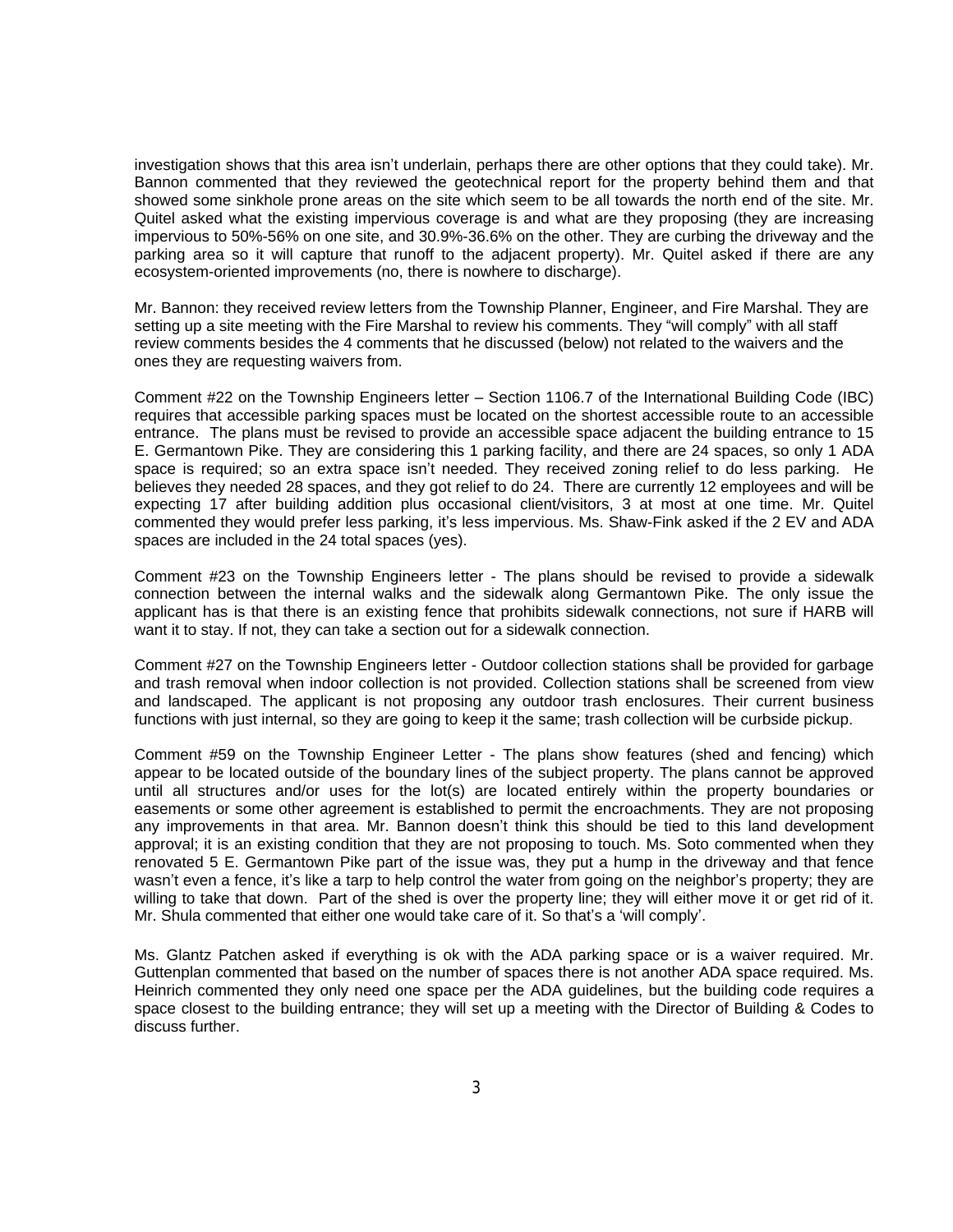investigation shows that this area isn't underlain, perhaps there are other options that they could take). Mr. Bannon commented that they reviewed the geotechnical report for the property behind them and that showed some sinkhole prone areas on the site which seem to be all towards the north end of the site. Mr. Quitel asked what the existing impervious coverage is and what are they proposing (they are increasing impervious to 50%-56% on one site, and 30.9%-36.6% on the other. They are curbing the driveway and the parking area so it will capture that runoff to the adjacent property). Mr. Quitel asked if there are any ecosystem-oriented improvements (no, there is nowhere to discharge).

Mr. Bannon: they received review letters from the Township Planner, Engineer, and Fire Marshal. They are setting up a site meeting with the Fire Marshal to review his comments. They "will comply" with all staff review comments besides the 4 comments that he discussed (below) not related to the waivers and the ones they are requesting waivers from.

Comment #22 on the Township Engineers letter – Section 1106.7 of the International Building Code (IBC) requires that accessible parking spaces must be located on the shortest accessible route to an accessible entrance. The plans must be revised to provide an accessible space adjacent the building entrance to 15 E. Germantown Pike. They are considering this 1 parking facility, and there are 24 spaces, so only 1 ADA space is required; so an extra space isn't needed. They received zoning relief to do less parking. He believes they needed 28 spaces, and they got relief to do 24. There are currently 12 employees and will be expecting 17 after building addition plus occasional client/visitors, 3 at most at one time. Mr. Quitel commented they would prefer less parking, it's less impervious. Ms. Shaw-Fink asked if the 2 EV and ADA spaces are included in the 24 total spaces (yes).

Comment #23 on the Township Engineers letter - The plans should be revised to provide a sidewalk connection between the internal walks and the sidewalk along Germantown Pike. The only issue the applicant has is that there is an existing fence that prohibits sidewalk connections, not sure if HARB will want it to stay. If not, they can take a section out for a sidewalk connection.

Comment #27 on the Township Engineers letter - Outdoor collection stations shall be provided for garbage and trash removal when indoor collection is not provided. Collection stations shall be screened from view and landscaped. The applicant is not proposing any outdoor trash enclosures. Their current business functions with just internal, so they are going to keep it the same; trash collection will be curbside pickup.

Comment #59 on the Township Engineer Letter - The plans show features (shed and fencing) which appear to be located outside of the boundary lines of the subject property. The plans cannot be approved until all structures and/or uses for the lot(s) are located entirely within the property boundaries or easements or some other agreement is established to permit the encroachments. They are not proposing any improvements in that area. Mr. Bannon doesn't think this should be tied to this land development approval; it is an existing condition that they are not proposing to touch. Ms. Soto commented when they renovated 5 E. Germantown Pike part of the issue was, they put a hump in the driveway and that fence wasn't even a fence, it's like a tarp to help control the water from going on the neighbor's property; they are willing to take that down. Part of the shed is over the property line; they will either move it or get rid of it. Mr. Shula commented that either one would take care of it. So that's a 'will comply'.

Ms. Glantz Patchen asked if everything is ok with the ADA parking space or is a waiver required. Mr. Guttenplan commented that based on the number of spaces there is not another ADA space required. Ms. Heinrich commented they only need one space per the ADA guidelines, but the building code requires a space closest to the building entrance; they will set up a meeting with the Director of Building & Codes to discuss further.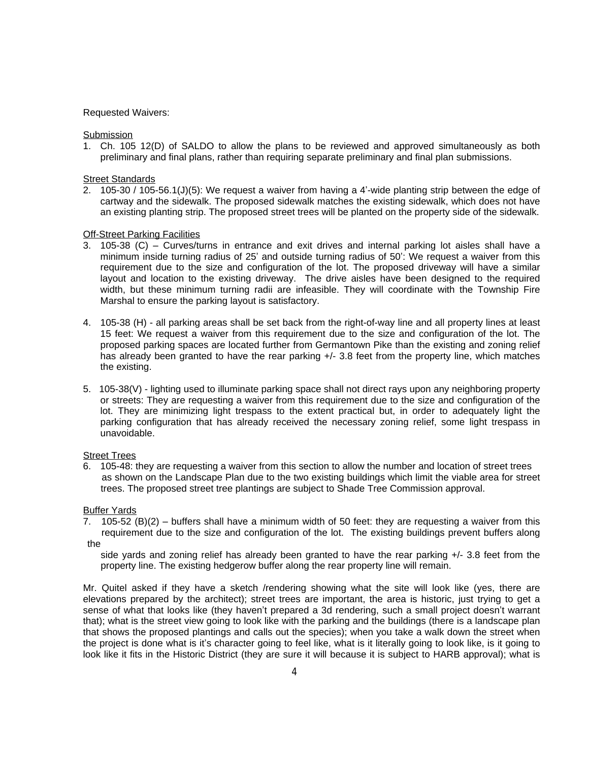Requested Waivers:

Submission

1. Ch. 105 12(D) of SALDO to allow the plans to be reviewed and approved simultaneously as both preliminary and final plans, rather than requiring separate preliminary and final plan submissions.

Street Standards

2. 105-30 / 105-56.1(J)(5): We request a waiver from having a 4'-wide planting strip between the edge of cartway and the sidewalk. The proposed sidewalk matches the existing sidewalk, which does not have an existing planting strip. The proposed street trees will be planted on the property side of the sidewalk.

Off-Street Parking Facilities

3. 105-38 (C) – Curves/turns in entrance and exit drives and internal parking lot aisles shall have a minimum inside turning radius of 25' and outside turning radius of 50': We request a waiver from this requirement due to the size and configuration of the lot. The proposed driveway will have a similar layout and location to the existing driveway. The drive aisles have been designed to the required width, but these minimum turning radii are infeasible. They will coordinate with the Township Fire Marshal to ensure the parking layout is satisfactory.

4. 105-38 (H) - all parking areas shall be set back from the right-of-way line and all property lines at least 15 feet: We request a waiver from this requirement due to the size and configuration of the lot. The proposed parking spaces are located further from Germantown Pike than the existing and zoning relief has already been granted to have the rear parking +/- 3.8 feet from the property line, which matches the existing.

5. 105-38(V) - lighting used to illuminate parking space shall not direct rays upon any neighboring property or streets: They are requesting a waiver from this requirement due to the size and configuration of the lot. They are minimizing light trespass to the extent practical but, in order to adequately light the parking configuration that has already received the necessary zoning relief, some light trespass in unavoidable.

Street Trees

6. 105-48: they are requesting a waiver from this section to allow the number and location of street trees as shown on the Landscape Plan due to the two existing buildings which limit the viable area for street trees. The proposed street tree plantings are subject to Shade Tree Commission approval.

Buffer Yards

7. 105-52 (B)(2) – buffers shall have a minimum width of 50 feet: they are requesting a waiver from this requirement due to the size and configuration of the lot. The existing buildings prevent buffers along the side yards and zoning relief has already been granted to have the rear parking +/- 3.8 feet from the property line. The existing hedgerow buffer along the rear property line will remain.

Mr. Quitel asked if they have a sketch /rendering showing what the site will look like (yes, there are elevations prepared by the architect); street trees are important, the area is historic, just trying to get a sense of what that looks like (they haven't prepared a 3d rendering, such a small project doesn't warrant that); what is the street view going to look like with the parking and the buildings (there is a landscape plan that shows the proposed plantings and calls out the species); when you take a walk down the street when the project is done what is it's character going to feel like, what is it literally going to look like, is it going to look like it fits in the Historic District (they are sure it will because it is subject to HARB approval); what is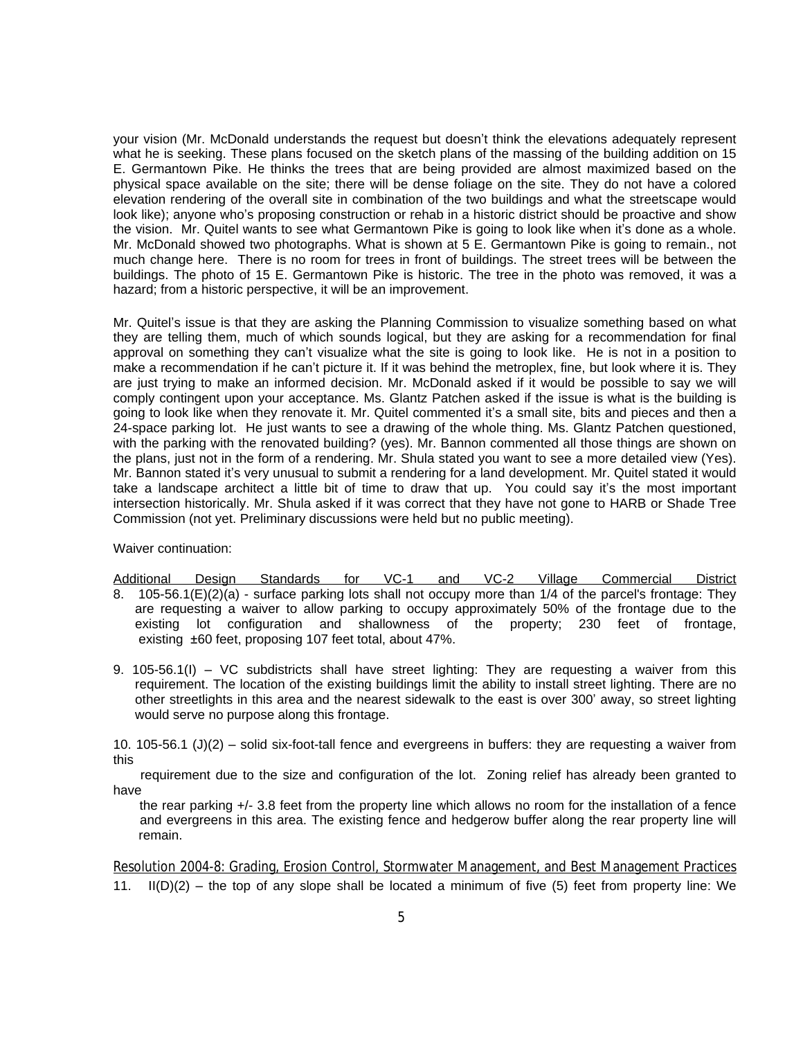your vision (Mr. McDonald understands the request but doesn't think the elevations adequately represent what he is seeking. These plans focused on the sketch plans of the massing of the building addition on 15 E. Germantown Pike. He thinks the trees that are being provided are almost maximized based on the physical space available on the site; there will be dense foliage on the site. They do not have a colored elevation rendering of the overall site in combination of the two buildings and what the streetscape would look like); anyone who's proposing construction or rehab in a historic district should be proactive and show the vision. Mr. Quitel wants to see what Germantown Pike is going to look like when it's done as a whole. Mr. McDonald showed two photographs. What is shown at 5 E. Germantown Pike is going to remain., not much change here. There is no room for trees in front of buildings. The street trees will be between the buildings. The photo of 15 E. Germantown Pike is historic. The tree in the photo was removed, it was a hazard; from a historic perspective, it will be an improvement.

Mr. Quitel's issue is that they are asking the Planning Commission to visualize something based on what they are telling them, much of which sounds logical, but they are asking for a recommendation for final approval on something they can't visualize what the site is going to look like. He is not in a position to make a recommendation if he can't picture it. If it was behind the metroplex, fine, but look where it is. They are just trying to make an informed decision. Mr. McDonald asked if it would be possible to say we will comply contingent upon your acceptance. Ms. Glantz Patchen asked if the issue is what is the building is going to look like when they renovate it. Mr. Quitel commented it's a small site, bits and pieces and then a 24-space parking lot. He just wants to see a drawing of the whole thing. Ms. Glantz Patchen questioned, with the parking with the renovated building? (yes). Mr. Bannon commented all those things are shown on the plans, just not in the form of a rendering. Mr. Shula stated you want to see a more detailed view (Yes). Mr. Bannon stated it's very unusual to submit a rendering for a land development. Mr. Quitel stated it would take a landscape architect a little bit of time to draw that up. You could say it's the most important intersection historically. Mr. Shula asked if it was correct that they have not gone to HARB or Shade Tree Commission (not yet. Preliminary discussions were held but no public meeting).

Waiver continuation:

<u>Additional Design Standards for VC-1 and VC-2 Village Commercial District</u>

8. 105-56.1(E)(2)(a) - surface parking lots shall not occupy more than 1/4 of the parcel's frontage: They are requesting a waiver to allow parking to occupy approximately 50% of the frontage due to the existing lot configuration and shallowness of the property; 230 feet of frontage, existing ±60 feet, proposing 107 feet total, about 47%.

9. 105-56.1(I) – VC subdistricts shall have street lighting: They are requesting a waiver from this requirement. The location of the existing buildings limit the ability to install street lighting. There are no other streetlights in this area and the nearest sidewalk to the east is over 300' away, so street lighting would serve no purpose along this frontage.

10. 105-56.1 (J)(2) – solid six-foot-tall fence and evergreens in buffers: they are requesting a waiver from this requirement due to the size and configuration of the lot. Zoning relief has already been granted to have the rear parking +/- 3.8 feet from the property line which allows no room for the installation of a fence and evergreens in this area. The existing fence and hedgerow buffer along the rear property line will remain.

<u>Resolution 2004-8: Grading, Erosion Control, Stormwater Management, and Best Management Practices</u>

11. II(D)(2) – the top of any slope shall be located a minimum of five (5) feet from property line: We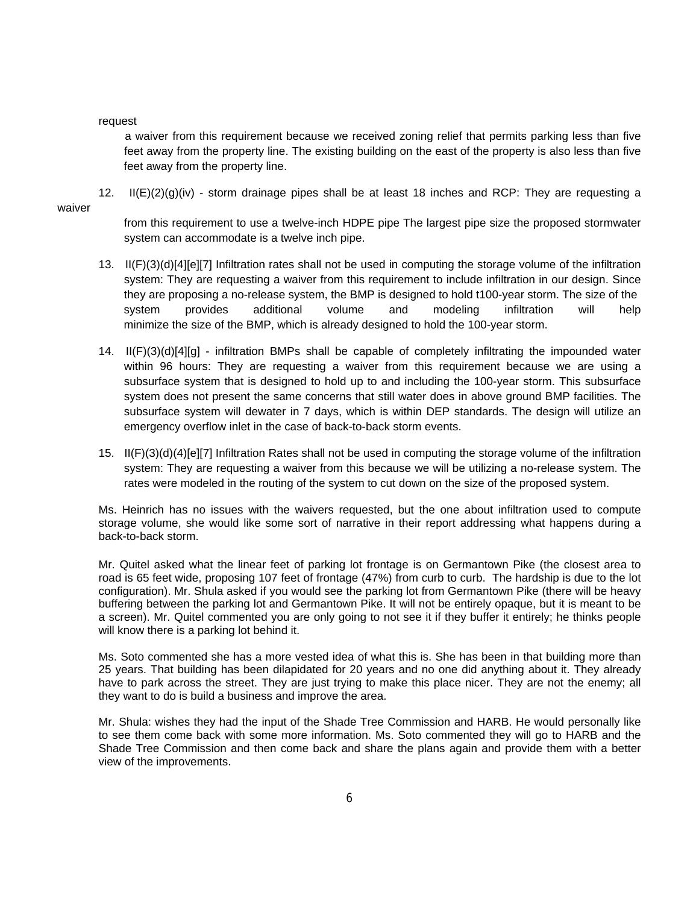request a waiver from this requirement because we received zoning relief that permits parking less than five feet away from the property line. The existing building on the east of the property is also less than five feet away from the property line.

12. II(E)(2)(g)(iv) - storm drainage pipes shall be at least 18 inches and RCP: They are requesting a waiver from this requirement to use a twelve-inch HDPE pipe The largest pipe size the proposed stormwater system can accommodate is a twelve inch pipe.

13. II(F)(3)(d)[4][e][7] Infiltration rates shall not be used in computing the storage volume of the infiltration system: They are requesting a waiver from this requirement to include infiltration in our design. Since they are proposing a no-release system, the BMP is designed to hold t100-year storm. The size of the system provides additional volume and modeling infiltration will help minimize the size of the BMP, which is already designed to hold the 100-year storm.

14. II(F)(3)(d)[4][g] - infiltration BMPs shall be capable of completely infiltrating the impounded water within 96 hours: They are requesting a waiver from this requirement because we are using a subsurface system that is designed to hold up to and including the 100-year storm. This subsurface system does not present the same concerns that still water does in above ground BMP facilities. The subsurface system will dewater in 7 days, which is within DEP standards. The design will utilize an emergency overflow inlet in the case of back-to-back storm events.

15. II(F)(3)(d)(4)[e][7] Infiltration Rates shall not be used in computing the storage volume of the infiltration system: They are requesting a waiver from this because we will be utilizing a no-release system. The rates were modeled in the routing of the system to cut down on the size of the proposed system.

Ms. Heinrich has no issues with the waivers requested, but the one about infiltration used to compute storage volume, she would like some sort of narrative in their report addressing what happens during a back-to-back storm.

Mr. Quitel asked what the linear feet of parking lot frontage is on Germantown Pike (the closest area to road is 65 feet wide, proposing 107 feet of frontage (47%) from curb to curb. The hardship is due to the lot configuration). Mr. Shula asked if you would see the parking lot from Germantown Pike (there will be heavy buffering between the parking lot and Germantown Pike. It will not be entirely opaque, but it is meant to be a screen). Mr. Quitel commented you are only going to not see it if they buffer it entirely; he thinks people will know there is a parking lot behind it.

Ms. Soto commented she has a more vested idea of what this is. She has been in that building more than 25 years. That building has been dilapidated for 20 years and no one did anything about it. They already have to park across the street. They are just trying to make this place nicer. They are not the enemy; all they want to do is build a business and improve the area.

Mr. Shula: wishes they had the input of the Shade Tree Commission and HARB. He would personally like to see them come back with some more information. Ms. Soto commented they will go to HARB and the Shade Tree Commission and then come back and share the plans again and provide them with a better view of the improvements.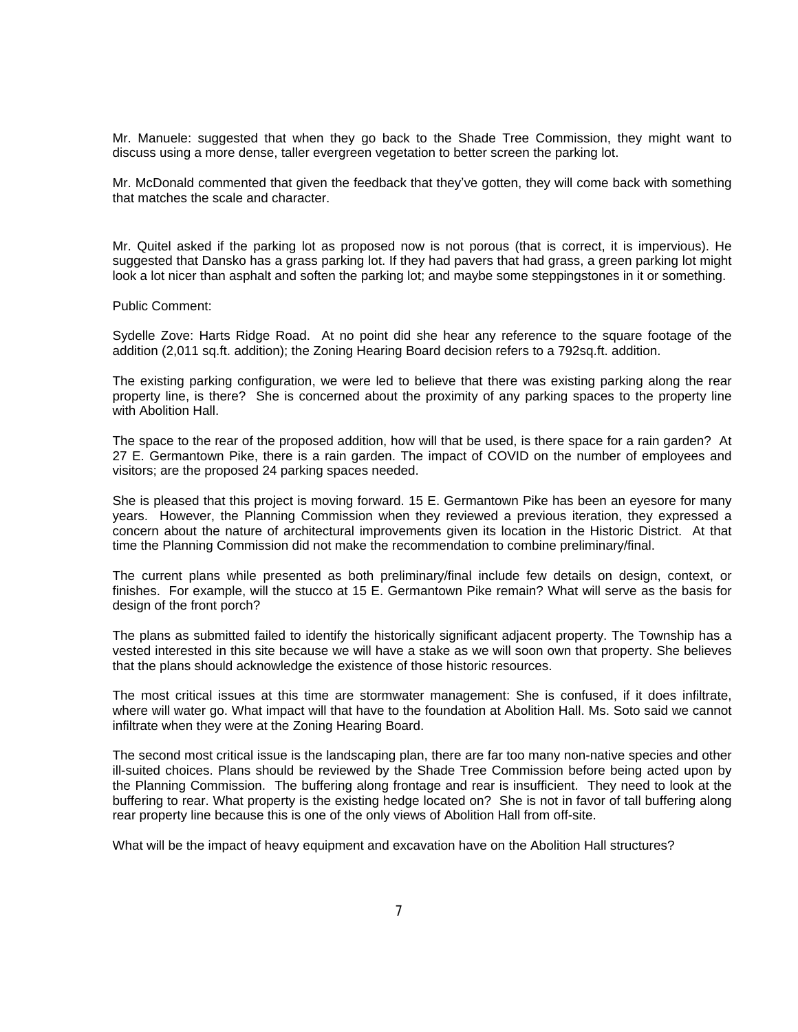Mr. Manuele: suggested that when they go back to the Shade Tree Commission, they might want to discuss using a more dense, taller evergreen vegetation to better screen the parking lot.

Mr. McDonald commented that given the feedback that they've gotten, they will come back with something that matches the scale and character.

Mr. Quitel asked if the parking lot as proposed now is not porous (that is correct, it is impervious). He suggested that Dansko has a grass parking lot. If they had pavers that had grass, a green parking lot might look a lot nicer than asphalt and soften the parking lot; and maybe some steppingstones in it or something.

Public Comment:

Sydelle Zove: Harts Ridge Road. At no point did she hear any reference to the square footage of the addition (2,011 sq.ft. addition); the Zoning Hearing Board decision refers to a 792sq.ft. addition.

The existing parking configuration, we were led to believe that there was existing parking along the rear property line, is there? She is concerned about the proximity of any parking spaces to the property line with Abolition Hall.

The space to the rear of the proposed addition, how will that be used, is there space for a rain garden? At 27 E. Germantown Pike, there is a rain garden. The impact of COVID on the number of employees and visitors; are the proposed 24 parking spaces needed.

She is pleased that this project is moving forward. 15 E. Germantown Pike has been an eyesore for many years. However, the Planning Commission when they reviewed a previous iteration, they expressed a concern about the nature of architectural improvements given its location in the Historic District. At that time the Planning Commission did not make the recommendation to combine preliminary/final.

The current plans while presented as both preliminary/final include few details on design, context, or finishes. For example, will the stucco at 15 E. Germantown Pike remain? What will serve as the basis for design of the front porch?

The plans as submitted failed to identify the historically significant adjacent property. The Township has a vested interested in this site because we will have a stake as we will soon own that property. She believes that the plans should acknowledge the existence of those historic resources.

The most critical issues at this time are stormwater management: She is confused, if it does infiltrate, where will water go. What impact will that have to the foundation at Abolition Hall. Ms. Soto said we cannot infiltrate when they were at the Zoning Hearing Board.

The second most critical issue is the landscaping plan, there are far too many non-native species and other ill-suited choices. Plans should be reviewed by the Shade Tree Commission before being acted upon by the Planning Commission. The buffering along frontage and rear is insufficient. They need to look at the buffering to rear. What property is the existing hedge located on? She is not in favor of tall buffering along rear property line because this is one of the only views of Abolition Hall from off-site.

What will be the impact of heavy equipment and excavation have on the Abolition Hall structures?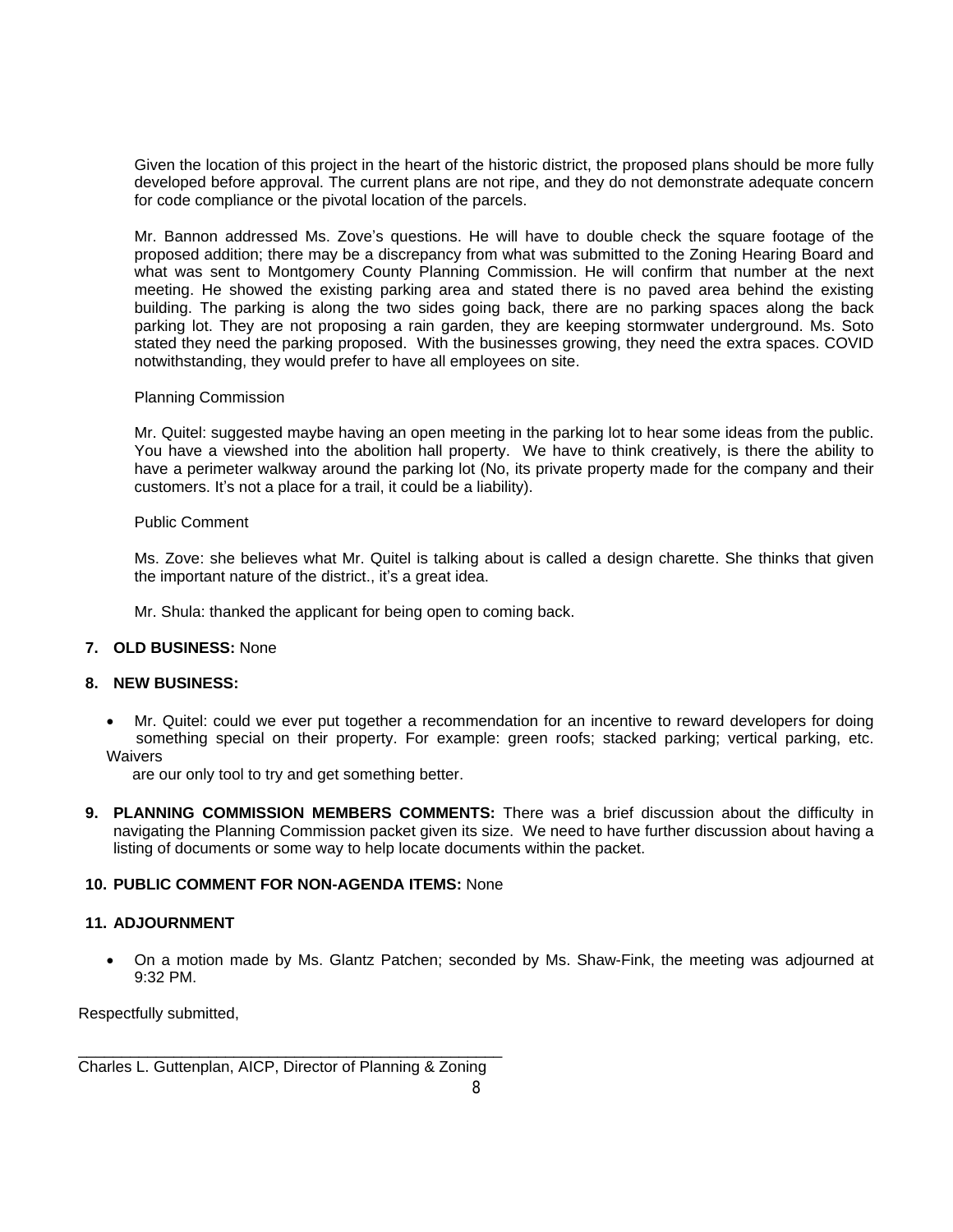Given the location of this project in the heart of the historic district, the proposed plans should be more fully developed before approval. The current plans are not ripe, and they do not demonstrate adequate concern for code compliance or the pivotal location of the parcels.

Mr. Bannon addressed Ms. Zove's questions. He will have to double check the square footage of the proposed addition; there may be a discrepancy from what was submitted to the Zoning Hearing Board and what was sent to Montgomery County Planning Commission. He will confirm that number at the next meeting. He showed the existing parking area and stated there is no paved area behind the existing building. The parking is along the two sides going back, there are no parking spaces along the back parking lot. They are not proposing a rain garden, they are keeping stormwater underground. Ms. Soto stated they need the parking proposed. With the businesses growing, they need the extra spaces. COVID notwithstanding, they would prefer to have all employees on site.

Planning Commission

Mr. Quitel: suggested maybe having an open meeting in the parking lot to hear some ideas from the public. You have a viewshed into the abolition hall property. We have to think creatively, is there the ability to have a perimeter walkway around the parking lot (No, its private property made for the company and their customers. It's not a place for a trail, it could be a liability).

Public Comment

Ms. Zove: she believes what Mr. Quitel is talking about is called a design charette. She thinks that given the important nature of the district., it's a great idea.

Mr. Shula: thanked the applicant for being open to coming back.

**7. OLD BUSINESS:** None

**8. NEW BUSINESS:**

- Mr. Quitel: could we ever put together a recommendation for an incentive to reward developers for doing something special on their property. For example: green roofs; stacked parking; vertical parking, etc. Waivers are our only tool to try and get something better.

**9. PLANNING COMMISSION MEMBERS COMMENTS:** There was a brief discussion about the difficulty in navigating the Planning Commission packet given its size. We need to have further discussion about having a listing of documents or some way to help locate documents within the packet.

**10. PUBLIC COMMENT FOR NON-AGENDA ITEMS:** None

**11. ADJOURNMENT**

- On a motion made by Ms. Glantz Patchen; seconded by Ms. Shaw-Fink, the meeting was adjourned at 9:32 PM.

Respectfully submitted,

\_\_\_\_\_\_\_\_\_\_\_\_\_\_\_\_\_\_\_\_\_\_\_\_\_\_\_\_\_\_\_\_\_\_\_\_\_\_\_\_\_\_\_\_\_\_\_\_

Charles L. Guttenplan, AICP, Director of Planning & Zoning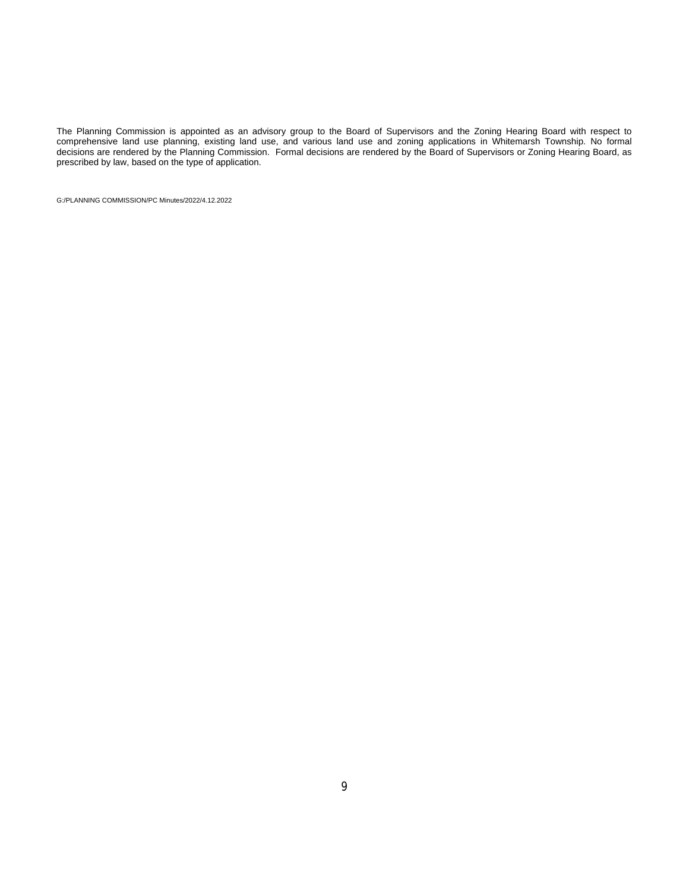The Planning Commission is appointed as an advisory group to the Board of Supervisors and the Zoning Hearing Board with respect to comprehensive land use planning, existing land use, and various land use and zoning applications in Whitemarsh Township. No formal decisions are rendered by the Planning Commission. Formal decisions are rendered by the Board of Supervisors or Zoning Hearing Board, as prescribed by law, based on the type of application.

G:/PLANNING COMMISSION/PC Minutes/2022/4.12.2022